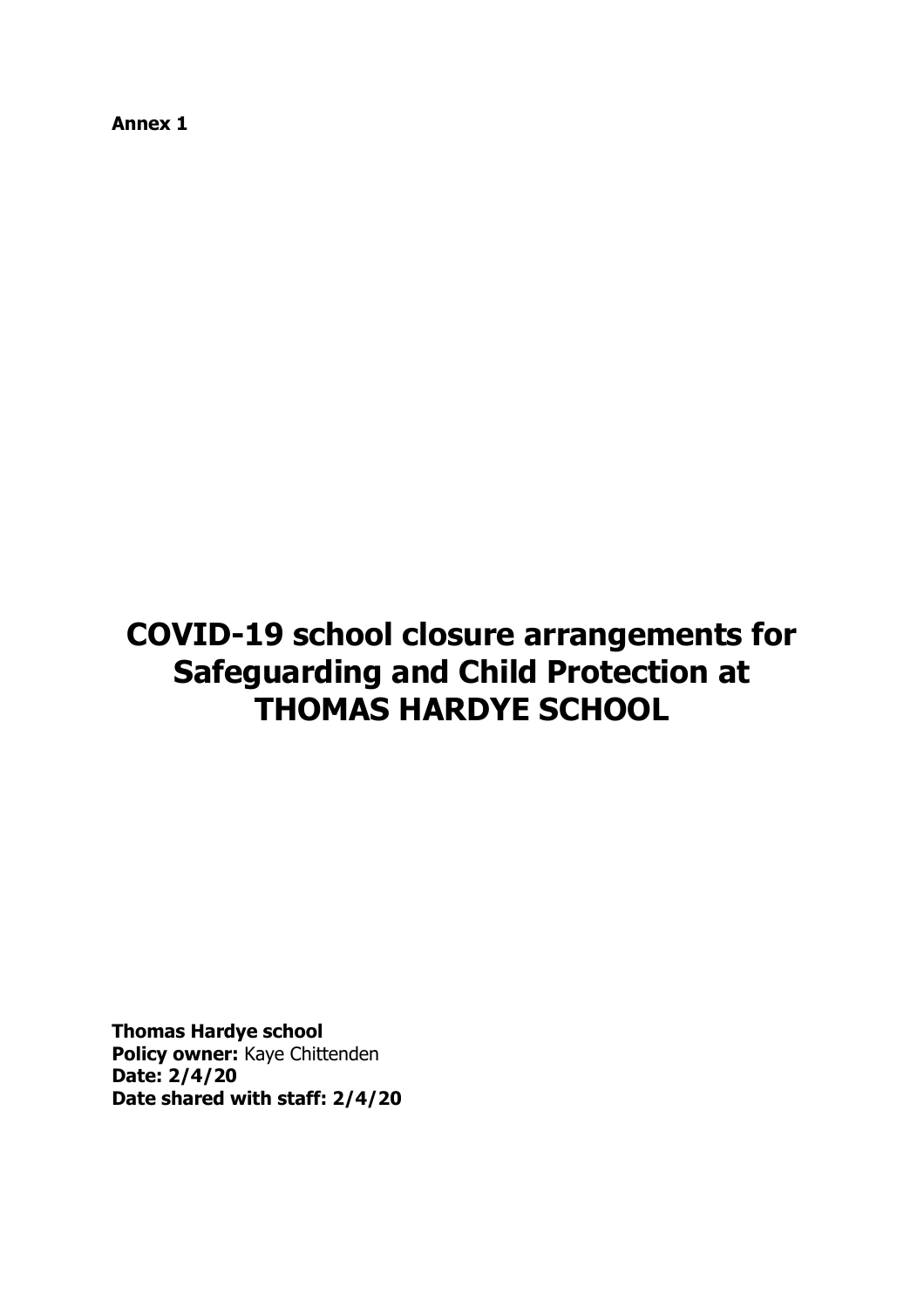**Annex 1**

# COVID-19 school closure arrangements for Safeguarding and Child Protection at THOMAS HARDYE SCHOOL

**Thomas Hardye school**
**Policy owner:** Kaye Chittenden
**Date: 2/4/20**
**Date shared with staff: 2/4/20**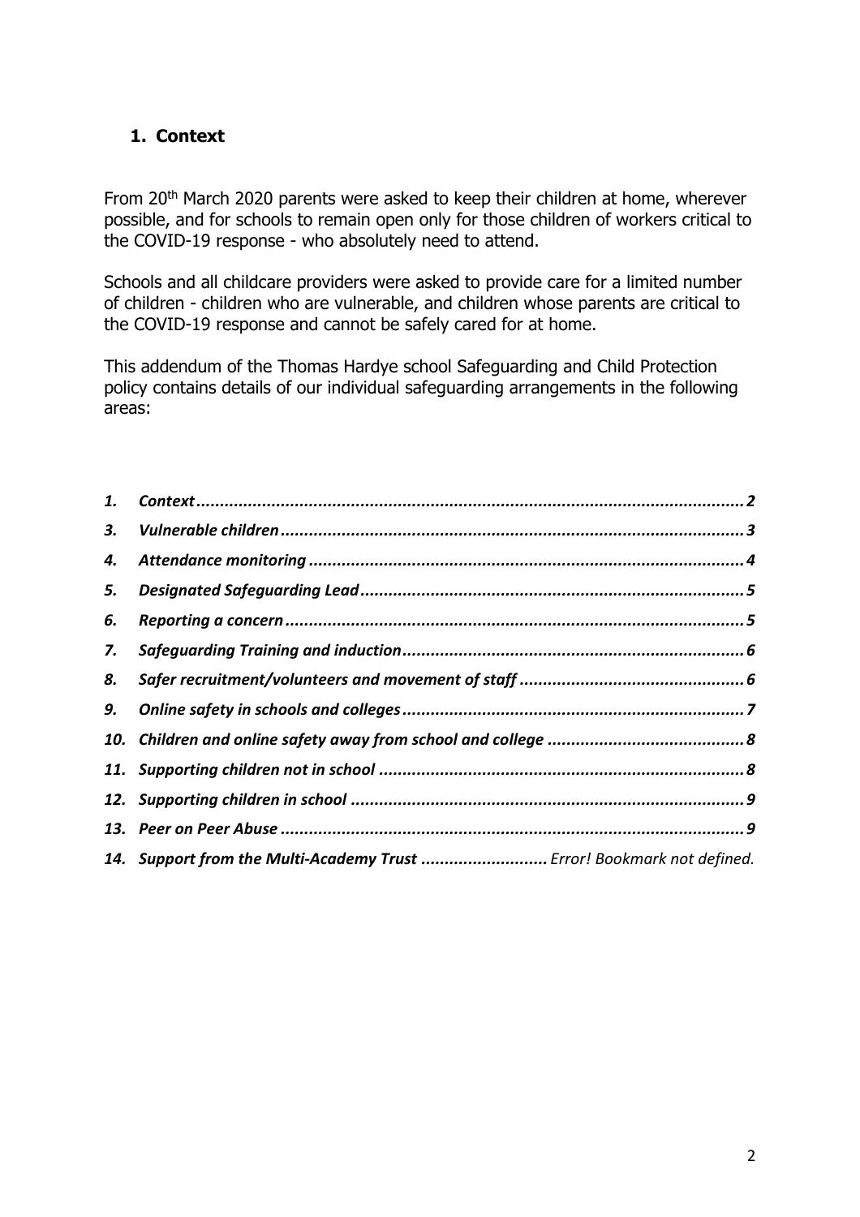## 1. Context

From 20th March 2020 parents were asked to keep their children at home, wherever possible, and for schools to remain open only for those children of workers critical to the COVID-19 response - who absolutely need to attend.

Schools and all childcare providers were asked to provide care for a limited number of children - children who are vulnerable, and children whose parents are critical to the COVID-19 response and cannot be safely cared for at home.

This addendum of the Thomas Hardye school Safeguarding and Child Protection policy contains details of our individual safeguarding arrangements in the following areas:

*1.* ***Context*** ***2***
*3.* ***Vulnerable children*** ***3***
*4.* ***Attendance monitoring*** ***4***
*5.* ***Designated Safeguarding Lead*** ***5***
*6.* ***Reporting a concern*** ***5***
*7.* ***Safeguarding Training and induction*** ***6***
*8.* ***Safer recruitment/volunteers and movement of staff*** ***6***
*9.* ***Online safety in schools and colleges*** ***7***
*10.* ***Children and online safety away from school and college*** ***8***
*11.* ***Supporting children not in school*** ***8***
*12.* ***Supporting children in school*** ***9***
*13.* ***Peer on Peer Abuse*** ***9***
*14.* ***Support from the Multi-Academy Trust*** *Error! Bookmark not defined.*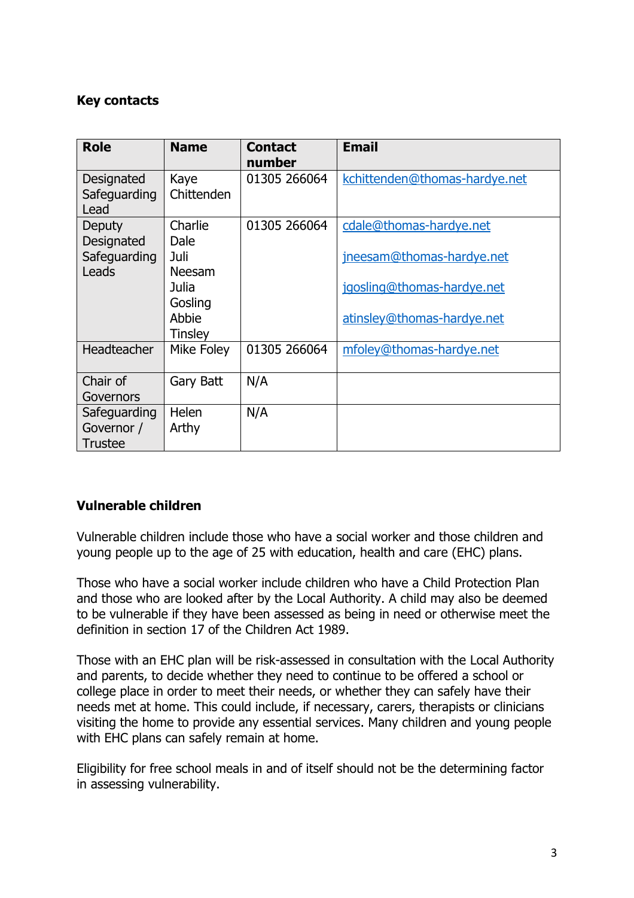**Key contacts**

| Role | Name | Contact number | Email |
|---|---|---|---|
| Designated Safeguarding Lead | Kaye Chittenden | 01305 266064 | kchittenden@thomas-hardye.net |
| Deputy Designated Safeguarding Leads | Charlie Dale<br>Juli Neesam<br>Julia Gosling<br>Abbie Tinsley | 01305 266064 | cdale@thomas-hardye.net<br>jneesam@thomas-hardye.net<br>jgosling@thomas-hardye.net<br>atinsley@thomas-hardye.net |
| Headteacher | Mike Foley | 01305 266064 | mfoley@thomas-hardye.net |
| Chair of Governors | Gary Batt | N/A | |
| Safeguarding Governor / Trustee | Helen Arthy | N/A | |

**Vulnerable children**

Vulnerable children include those who have a social worker and those children and young people up to the age of 25 with education, health and care (EHC) plans.

Those who have a social worker include children who have a Child Protection Plan and those who are looked after by the Local Authority. A child may also be deemed to be vulnerable if they have been assessed as being in need or otherwise meet the definition in section 17 of the Children Act 1989.

Those with an EHC plan will be risk-assessed in consultation with the Local Authority and parents, to decide whether they need to continue to be offered a school or college place in order to meet their needs, or whether they can safely have their needs met at home. This could include, if necessary, carers, therapists or clinicians visiting the home to provide any essential services. Many children and young people with EHC plans can safely remain at home.

Eligibility for free school meals in and of itself should not be the determining factor in assessing vulnerability.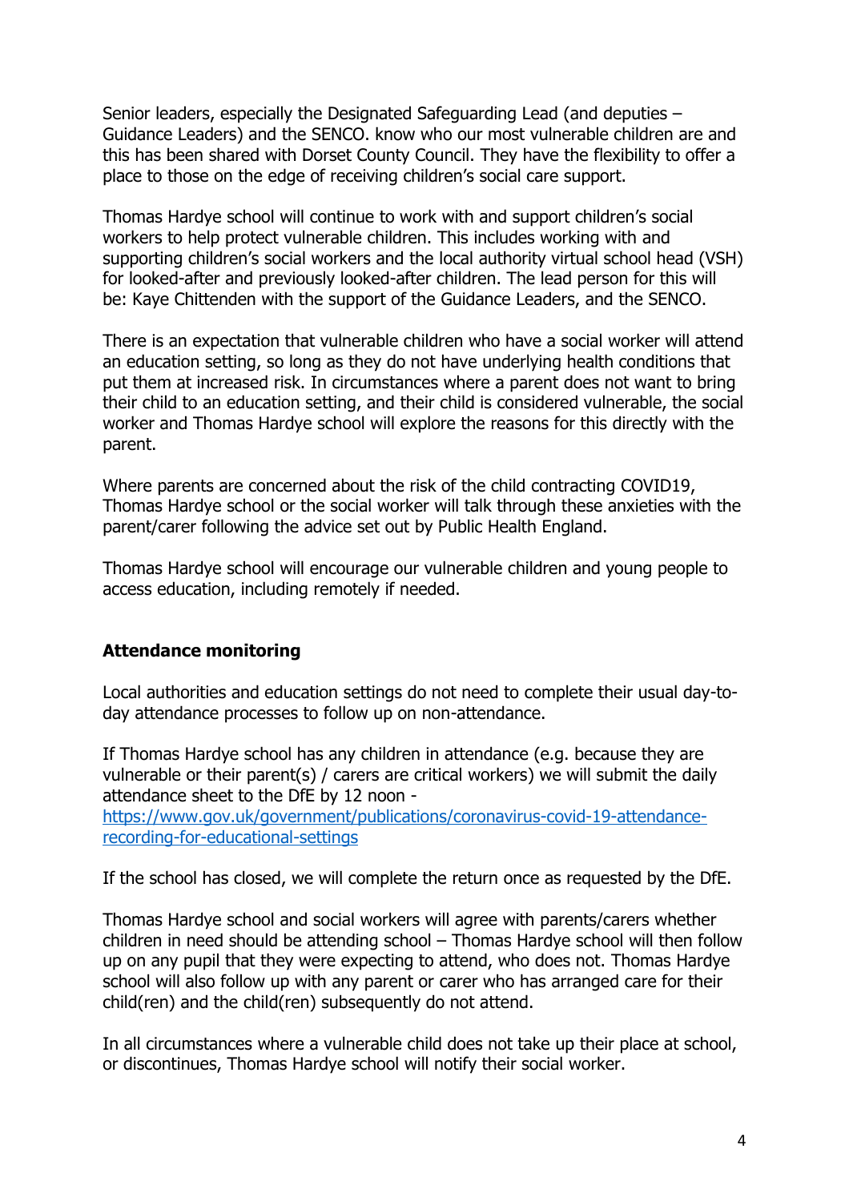Senior leaders, especially the Designated Safeguarding Lead (and deputies – Guidance Leaders) and the SENCO. know who our most vulnerable children are and this has been shared with Dorset County Council. They have the flexibility to offer a place to those on the edge of receiving children's social care support.

Thomas Hardye school will continue to work with and support children's social workers to help protect vulnerable children. This includes working with and supporting children's social workers and the local authority virtual school head (VSH) for looked-after and previously looked-after children. The lead person for this will be: Kaye Chittenden with the support of the Guidance Leaders, and the SENCO.

There is an expectation that vulnerable children who have a social worker will attend an education setting, so long as they do not have underlying health conditions that put them at increased risk. In circumstances where a parent does not want to bring their child to an education setting, and their child is considered vulnerable, the social worker and Thomas Hardye school will explore the reasons for this directly with the parent.

Where parents are concerned about the risk of the child contracting COVID19, Thomas Hardye school or the social worker will talk through these anxieties with the parent/carer following the advice set out by Public Health England.

Thomas Hardye school will encourage our vulnerable children and young people to access education, including remotely if needed.

**Attendance monitoring**

Local authorities and education settings do not need to complete their usual day-to-day attendance processes to follow up on non-attendance.

If Thomas Hardye school has any children in attendance (e.g. because they are vulnerable or their parent(s) / carers are critical workers) we will submit the daily attendance sheet to the DfE by 12 noon - [https://www.gov.uk/government/publications/coronavirus-covid-19-attendance-recording-for-educational-settings](https://www.gov.uk/government/publications/coronavirus-covid-19-attendance-recording-for-educational-settings)

If the school has closed, we will complete the return once as requested by the DfE.

Thomas Hardye school and social workers will agree with parents/carers whether children in need should be attending school – Thomas Hardye school will then follow up on any pupil that they were expecting to attend, who does not. Thomas Hardye school will also follow up with any parent or carer who has arranged care for their child(ren) and the child(ren) subsequently do not attend.

In all circumstances where a vulnerable child does not take up their place at school, or discontinues, Thomas Hardye school will notify their social worker.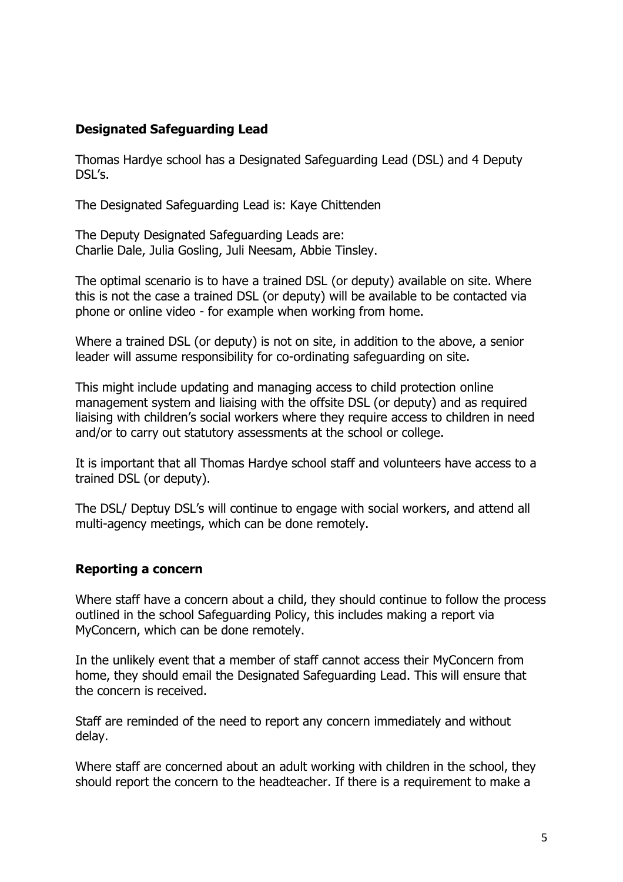**Designated Safeguarding Lead**

Thomas Hardye school has a Designated Safeguarding Lead (DSL) and 4 Deputy DSL's.

The Designated Safeguarding Lead is: Kaye Chittenden

The Deputy Designated Safeguarding Leads are:
Charlie Dale, Julia Gosling, Juli Neesam, Abbie Tinsley.

The optimal scenario is to have a trained DSL (or deputy) available on site. Where this is not the case a trained DSL (or deputy) will be available to be contacted via phone or online video - for example when working from home.

Where a trained DSL (or deputy) is not on site, in addition to the above, a senior leader will assume responsibility for co-ordinating safeguarding on site.

This might include updating and managing access to child protection online management system and liaising with the offsite DSL (or deputy) and as required liaising with children's social workers where they require access to children in need and/or to carry out statutory assessments at the school or college.

It is important that all Thomas Hardye school staff and volunteers have access to a trained DSL (or deputy).

The DSL/ Deptuy DSL's will continue to engage with social workers, and attend all multi-agency meetings, which can be done remotely.

**Reporting a concern**

Where staff have a concern about a child, they should continue to follow the process outlined in the school Safeguarding Policy, this includes making a report via MyConcern, which can be done remotely.

In the unlikely event that a member of staff cannot access their MyConcern from home, they should email the Designated Safeguarding Lead. This will ensure that the concern is received.

Staff are reminded of the need to report any concern immediately and without delay.

Where staff are concerned about an adult working with children in the school, they should report the concern to the headteacher. If there is a requirement to make a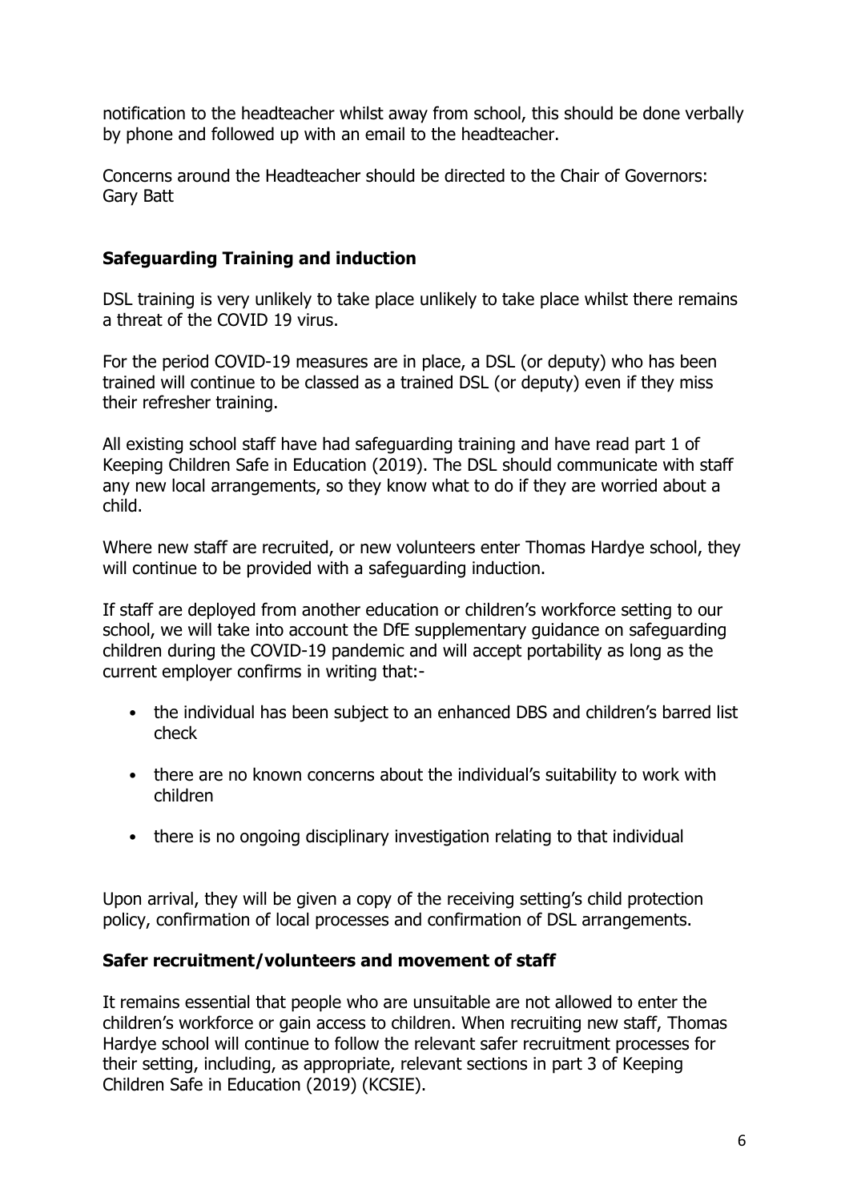notification to the headteacher whilst away from school, this should be done verbally by phone and followed up with an email to the headteacher.

Concerns around the Headteacher should be directed to the Chair of Governors: Gary Batt

## Safeguarding Training and induction

DSL training is very unlikely to take place unlikely to take place whilst there remains a threat of the COVID 19 virus.

For the period COVID-19 measures are in place, a DSL (or deputy) who has been trained will continue to be classed as a trained DSL (or deputy) even if they miss their refresher training.

All existing school staff have had safeguarding training and have read part 1 of Keeping Children Safe in Education (2019). The DSL should communicate with staff any new local arrangements, so they know what to do if they are worried about a child.

Where new staff are recruited, or new volunteers enter Thomas Hardye school, they will continue to be provided with a safeguarding induction.

If staff are deployed from another education or children's workforce setting to our school, we will take into account the DfE supplementary guidance on safeguarding children during the COVID-19 pandemic and will accept portability as long as the current employer confirms in writing that:-

- the individual has been subject to an enhanced DBS and children's barred list check
- there are no known concerns about the individual's suitability to work with children
- there is no ongoing disciplinary investigation relating to that individual

Upon arrival, they will be given a copy of the receiving setting's child protection policy, confirmation of local processes and confirmation of DSL arrangements.

## Safer recruitment/volunteers and movement of staff

It remains essential that people who are unsuitable are not allowed to enter the children's workforce or gain access to children. When recruiting new staff, Thomas Hardye school will continue to follow the relevant safer recruitment processes for their setting, including, as appropriate, relevant sections in part 3 of Keeping Children Safe in Education (2019) (KCSIE).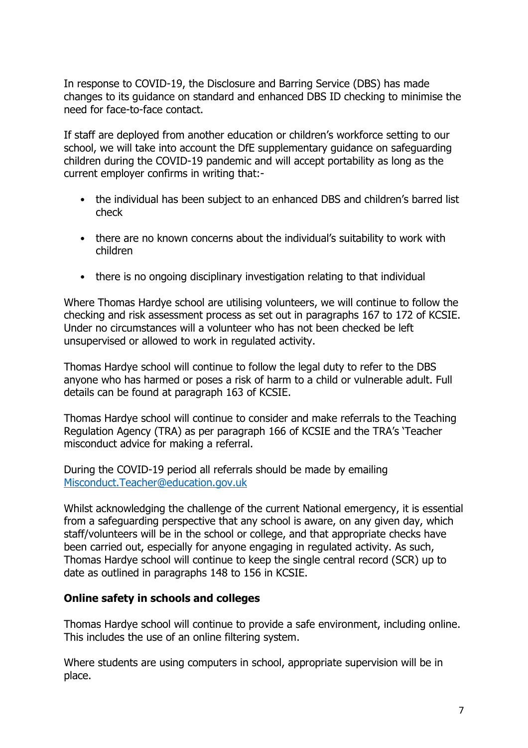In response to COVID-19, the Disclosure and Barring Service (DBS) has made changes to its guidance on standard and enhanced DBS ID checking to minimise the need for face-to-face contact.

If staff are deployed from another education or children's workforce setting to our school, we will take into account the DfE supplementary guidance on safeguarding children during the COVID-19 pandemic and will accept portability as long as the current employer confirms in writing that:-

- the individual has been subject to an enhanced DBS and children's barred list check
- there are no known concerns about the individual's suitability to work with children
- there is no ongoing disciplinary investigation relating to that individual

Where Thomas Hardye school are utilising volunteers, we will continue to follow the checking and risk assessment process as set out in paragraphs 167 to 172 of KCSIE. Under no circumstances will a volunteer who has not been checked be left unsupervised or allowed to work in regulated activity.

Thomas Hardye school will continue to follow the legal duty to refer to the DBS anyone who has harmed or poses a risk of harm to a child or vulnerable adult. Full details can be found at paragraph 163 of KCSIE.

Thomas Hardye school will continue to consider and make referrals to the Teaching Regulation Agency (TRA) as per paragraph 166 of KCSIE and the TRA's 'Teacher misconduct advice for making a referral.

During the COVID-19 period all referrals should be made by emailing Misconduct.Teacher@education.gov.uk

Whilst acknowledging the challenge of the current National emergency, it is essential from a safeguarding perspective that any school is aware, on any given day, which staff/volunteers will be in the school or college, and that appropriate checks have been carried out, especially for anyone engaging in regulated activity. As such, Thomas Hardye school will continue to keep the single central record (SCR) up to date as outlined in paragraphs 148 to 156 in KCSIE.

**Online safety in schools and colleges**

Thomas Hardye school will continue to provide a safe environment, including online. This includes the use of an online filtering system.

Where students are using computers in school, appropriate supervision will be in place.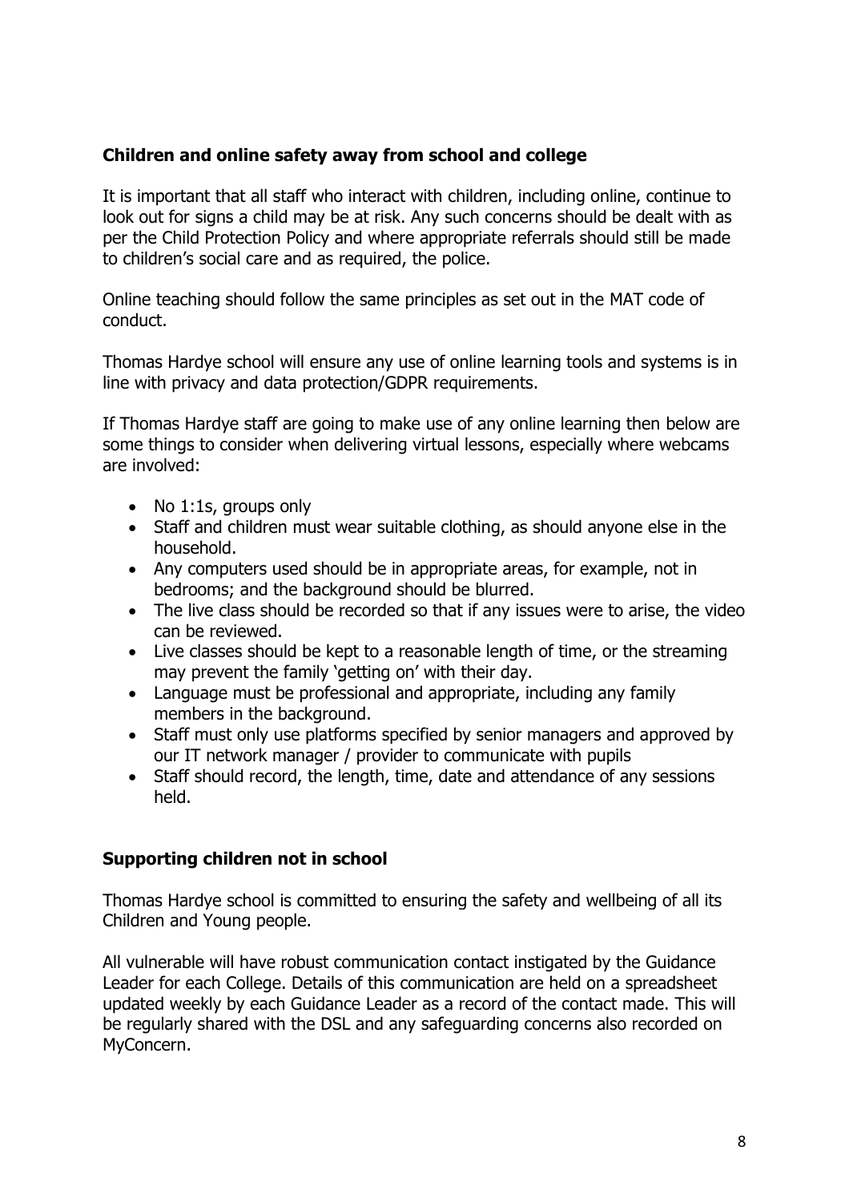### Children and online safety away from school and college

It is important that all staff who interact with children, including online, continue to look out for signs a child may be at risk. Any such concerns should be dealt with as per the Child Protection Policy and where appropriate referrals should still be made to children's social care and as required, the police.

Online teaching should follow the same principles as set out in the MAT code of conduct.

Thomas Hardye school will ensure any use of online learning tools and systems is in line with privacy and data protection/GDPR requirements.

If Thomas Hardye staff are going to make use of any online learning then below are some things to consider when delivering virtual lessons, especially where webcams are involved:

- No 1:1s, groups only
- Staff and children must wear suitable clothing, as should anyone else in the household.
- Any computers used should be in appropriate areas, for example, not in bedrooms; and the background should be blurred.
- The live class should be recorded so that if any issues were to arise, the video can be reviewed.
- Live classes should be kept to a reasonable length of time, or the streaming may prevent the family 'getting on' with their day.
- Language must be professional and appropriate, including any family members in the background.
- Staff must only use platforms specified by senior managers and approved by our IT network manager / provider to communicate with pupils
- Staff should record, the length, time, date and attendance of any sessions held.

### Supporting children not in school

Thomas Hardye school is committed to ensuring the safety and wellbeing of all its Children and Young people.

All vulnerable will have robust communication contact instigated by the Guidance Leader for each College. Details of this communication are held on a spreadsheet updated weekly by each Guidance Leader as a record of the contact made. This will be regularly shared with the DSL and any safeguarding concerns also recorded on MyConcern.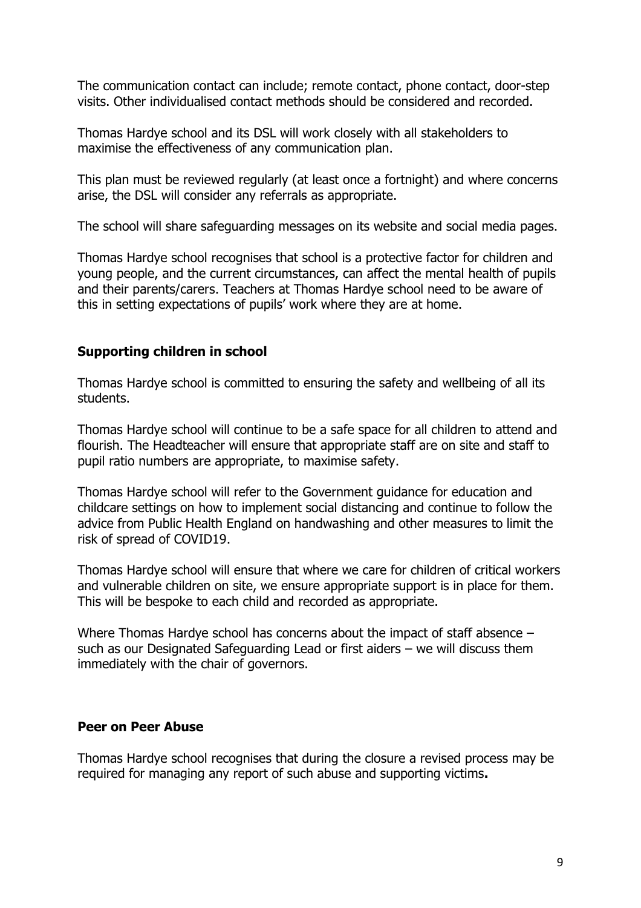The communication contact can include; remote contact, phone contact, door-step visits. Other individualised contact methods should be considered and recorded.

Thomas Hardye school and its DSL will work closely with all stakeholders to maximise the effectiveness of any communication plan.

This plan must be reviewed regularly (at least once a fortnight) and where concerns arise, the DSL will consider any referrals as appropriate.

The school will share safeguarding messages on its website and social media pages.

Thomas Hardye school recognises that school is a protective factor for children and young people, and the current circumstances, can affect the mental health of pupils and their parents/carers. Teachers at Thomas Hardye school need to be aware of this in setting expectations of pupils' work where they are at home.

**Supporting children in school**

Thomas Hardye school is committed to ensuring the safety and wellbeing of all its students.

Thomas Hardye school will continue to be a safe space for all children to attend and flourish. The Headteacher will ensure that appropriate staff are on site and staff to pupil ratio numbers are appropriate, to maximise safety.

Thomas Hardye school will refer to the Government guidance for education and childcare settings on how to implement social distancing and continue to follow the advice from Public Health England on handwashing and other measures to limit the risk of spread of COVID19.

Thomas Hardye school will ensure that where we care for children of critical workers and vulnerable children on site, we ensure appropriate support is in place for them. This will be bespoke to each child and recorded as appropriate.

Where Thomas Hardye school has concerns about the impact of staff absence – such as our Designated Safeguarding Lead or first aiders – we will discuss them immediately with the chair of governors.

**Peer on Peer Abuse**

Thomas Hardye school recognises that during the closure a revised process may be required for managing any report of such abuse and supporting victims**.**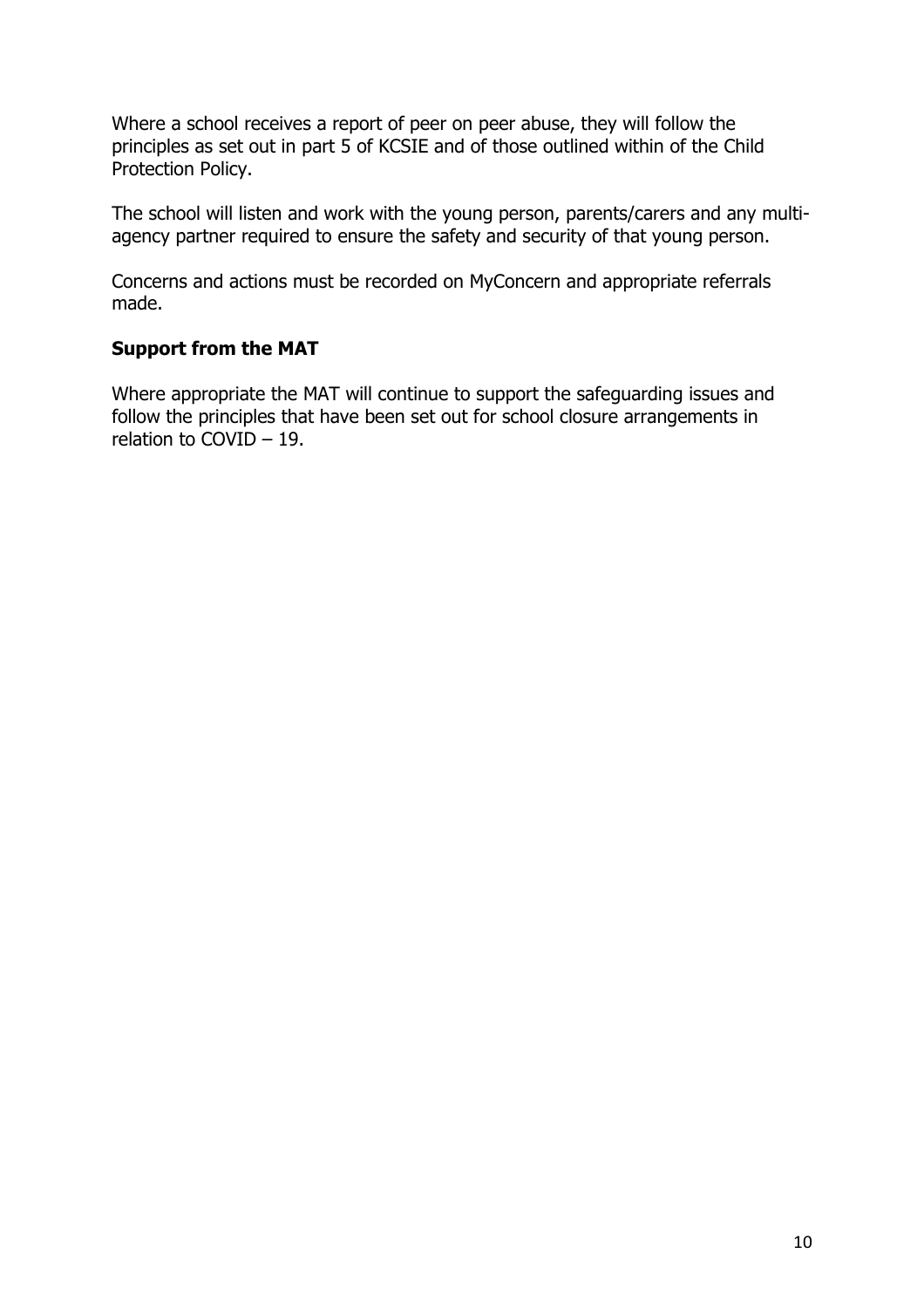Where a school receives a report of peer on peer abuse, they will follow the principles as set out in part 5 of KCSIE and of those outlined within of the Child Protection Policy.

The school will listen and work with the young person, parents/carers and any multi-agency partner required to ensure the safety and security of that young person.

Concerns and actions must be recorded on MyConcern and appropriate referrals made.

**Support from the MAT**

Where appropriate the MAT will continue to support the safeguarding issues and follow the principles that have been set out for school closure arrangements in relation to COVID – 19.